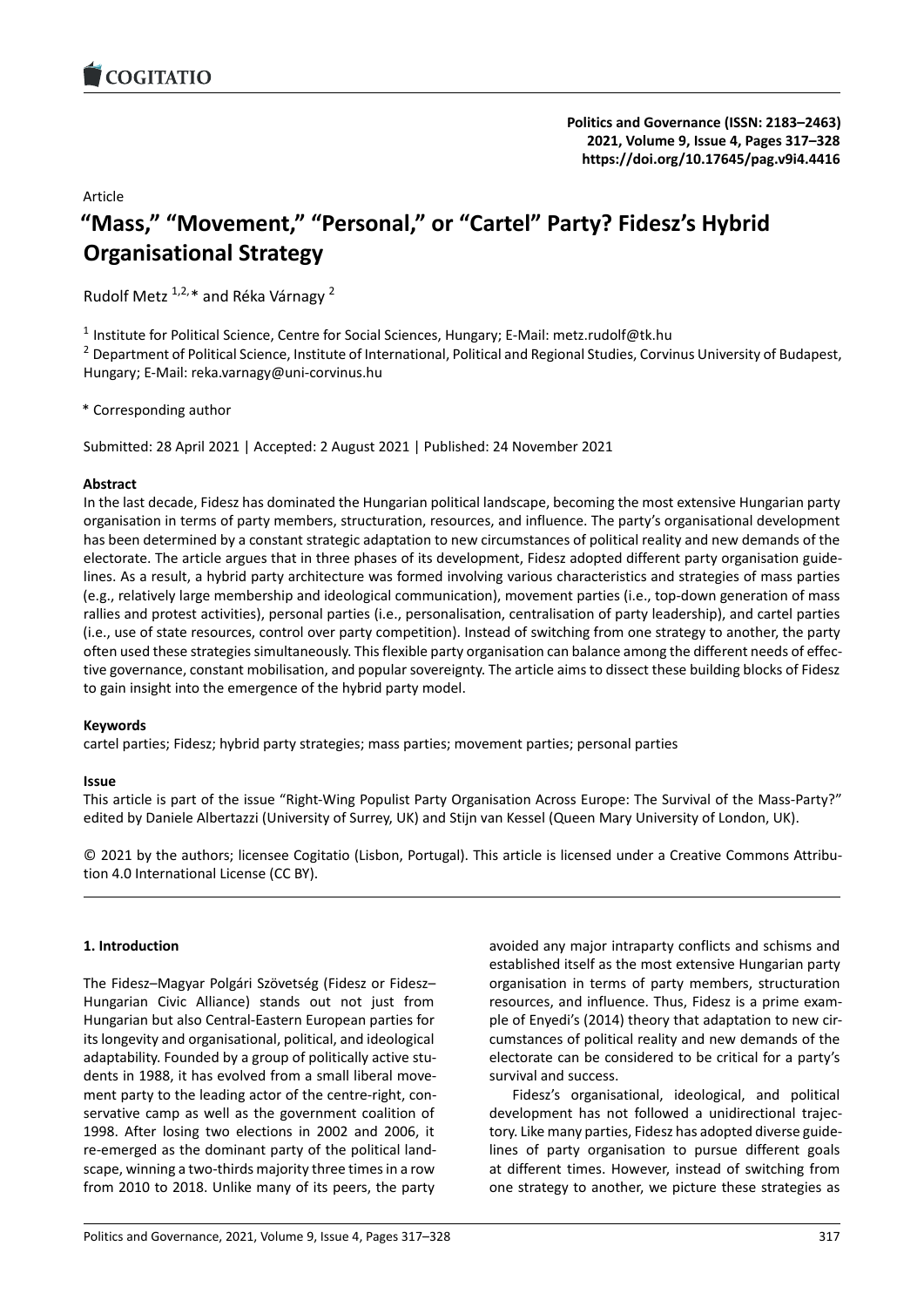Article

# "Mass," "Movement," "Personal," or "Cartel" Party? Fidesz's Hybrid Organisational Strategy

Rudolf Metz [1,2,*] and Réka Várnagy [2]

[1] Institute for Political Science, Centre for Social Sciences, Hungary; E-Mail: metz.rudolf@tk.hu

[2] Department of Political Science, Institute of International, Political and Regional Studies, Corvinus University of Budapest, Hungary; E-Mail: reka.varnagy@uni-corvinus.hu

\* Corresponding author

Submitted: 28 April 2021 | Accepted: 2 August 2021 | Published: 24 November 2021

## Abstract

In the last decade, Fidesz has dominated the Hungarian political landscape, becoming the most extensive Hungarian party organisation in terms of party members, structuration, resources, and influence. The party's organisational development has been determined by a constant strategic adaptation to new circumstances of political reality and new demands of the electorate. The article argues that in three phases of its development, Fidesz adopted different party organisation guidelines. As a result, a hybrid party architecture was formed involving various characteristics and strategies of mass parties (e.g., relatively large membership and ideological communication), movement parties (i.e., top-down generation of mass rallies and protest activities), personal parties (i.e., personalisation, centralisation of party leadership), and cartel parties (i.e., use of state resources, control over party competition). Instead of switching from one strategy to another, the party often used these strategies simultaneously. This flexible party organisation can balance among the different needs of effective governance, constant mobilisation, and popular sovereignty. The article aims to dissect these building blocks of Fidesz to gain insight into the emergence of the hybrid party model.

## Keywords

cartel parties; Fidesz; hybrid party strategies; mass parties; movement parties; personal parties

## Issue

This article is part of the issue "Right-Wing Populist Party Organisation Across Europe: The Survival of the Mass-Party?" edited by Daniele Albertazzi (University of Surrey, UK) and Stijn van Kessel (Queen Mary University of London, UK).

© 2021 by the authors; licensee Cogitatio (Lisbon, Portugal). This article is licensed under a Creative Commons Attribution 4.0 International License (CC BY).

## 1. Introduction

The Fidesz–Magyar Polgári Szövetség (Fidesz or Fidesz–Hungarian Civic Alliance) stands out not just from Hungarian but also Central-Eastern European parties for its longevity and organisational, political, and ideological adaptability. Founded by a group of politically active students in 1988, it has evolved from a small liberal movement party to the leading actor of the centre-right, conservative camp as well as the government coalition of 1998. After losing two elections in 2002 and 2006, it re-emerged as the dominant party of the political landscape, winning a two-thirds majority three times in a row from 2010 to 2018. Unlike many of its peers, the party avoided any major intraparty conflicts and schisms and established itself as the most extensive Hungarian party organisation in terms of party members, structuration resources, and influence. Thus, Fidesz is a prime example of Enyedi's (2014) theory that adaptation to new circumstances of political reality and new demands of the electorate can be considered to be critical for a party's survival and success.

Fidesz's organisational, ideological, and political development has not followed a unidirectional trajectory. Like many parties, Fidesz has adopted diverse guidelines of party organisation to pursue different goals at different times. However, instead of switching from one strategy to another, we picture these strategies as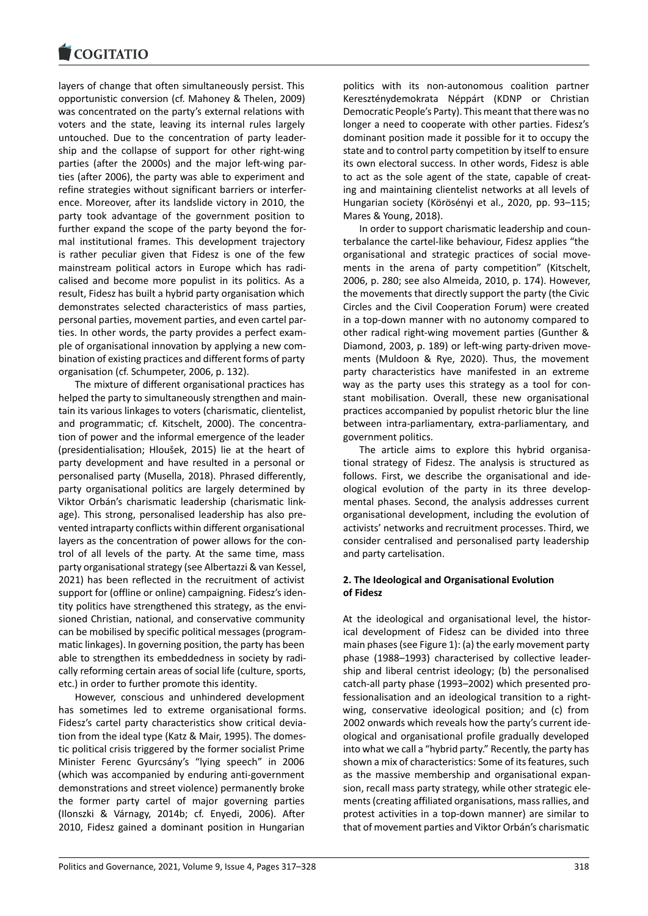layers of change that often simultaneously persist. This opportunistic conversion (cf. Mahoney & Thelen, 2009) was concentrated on the party's external relations with voters and the state, leaving its internal rules largely untouched. Due to the concentration of party leadership and the collapse of support for other right-wing parties (after the 2000s) and the major left-wing parties (after 2006), the party was able to experiment and refine strategies without significant barriers or interference. Moreover, after its landslide victory in 2010, the party took advantage of the government position to further expand the scope of the party beyond the formal institutional frames. This development trajectory is rather peculiar given that Fidesz is one of the few mainstream political actors in Europe which has radicalised and become more populist in its politics. As a result, Fidesz has built a hybrid party organisation which demonstrates selected characteristics of mass parties, personal parties, movement parties, and even cartel parties. In other words, the party provides a perfect example of organisational innovation by applying a new combination of existing practices and different forms of party organisation (cf. Schumpeter, 2006, p. 132).

The mixture of different organisational practices has helped the party to simultaneously strengthen and maintain its various linkages to voters (charismatic, clientelist, and programmatic; cf. Kitschelt, 2000). The concentration of power and the informal emergence of the leader (presidentialisation; Hloušek, 2015) lie at the heart of party development and have resulted in a personal or personalised party (Musella, 2018). Phrased differently, party organisational politics are largely determined by Viktor Orbán's charismatic leadership (charismatic linkage). This strong, personalised leadership has also prevented intraparty conflicts within different organisational layers as the concentration of power allows for the control of all levels of the party. At the same time, mass party organisational strategy (see Albertazzi & van Kessel, 2021) has been reflected in the recruitment of activist support for (offline or online) campaigning. Fidesz's identity politics have strengthened this strategy, as the envisioned Christian, national, and conservative community can be mobilised by specific political messages (programmatic linkages). In governing position, the party has been able to strengthen its embeddedness in society by radically reforming certain areas of social life (culture, sports, etc.) in order to further promote this identity.

However, conscious and unhindered development has sometimes led to extreme organisational forms. Fidesz's cartel party characteristics show critical deviation from the ideal type (Katz & Mair, 1995). The domestic political crisis triggered by the former socialist Prime Minister Ferenc Gyurcsány's "lying speech" in 2006 (which was accompanied by enduring anti-government demonstrations and street violence) permanently broke the former party cartel of major governing parties (Ilonszki & Várnagy, 2014b; cf. Enyedi, 2006). After 2010, Fidesz gained a dominant position in Hungarian politics with its non-autonomous coalition partner Kereszténydemokrata Néppárt (KDNP or Christian Democratic People's Party). This meant that there was no longer a need to cooperate with other parties. Fidesz's dominant position made it possible for it to occupy the state and to control party competition by itself to ensure its own electoral success. In other words, Fidesz is able to act as the sole agent of the state, capable of creating and maintaining clientelist networks at all levels of Hungarian society (Körösényi et al., 2020, pp. 93–115; Mares & Young, 2018).

In order to support charismatic leadership and counterbalance the cartel-like behaviour, Fidesz applies "the organisational and strategic practices of social movements in the arena of party competition" (Kitschelt, 2006, p. 280; see also Almeida, 2010, p. 174). However, the movements that directly support the party (the Civic Circles and the Civil Cooperation Forum) were created in a top-down manner with no autonomy compared to other radical right-wing movement parties (Gunther & Diamond, 2003, p. 189) or left-wing party-driven movements (Muldoon & Rye, 2020). Thus, the movement party characteristics have manifested in an extreme way as the party uses this strategy as a tool for constant mobilisation. Overall, these new organisational practices accompanied by populist rhetoric blur the line between intra-parliamentary, extra-parliamentary, and government politics.

The article aims to explore this hybrid organisational strategy of Fidesz. The analysis is structured as follows. First, we describe the organisational and ideological evolution of the party in its three developmental phases. Second, the analysis addresses current organisational development, including the evolution of activists' networks and recruitment processes. Third, we consider centralised and personalised party leadership and party cartelisation.

## 2. The Ideological and Organisational Evolution of Fidesz

At the ideological and organisational level, the historical development of Fidesz can be divided into three main phases (see Figure 1): (a) the early movement party phase (1988–1993) characterised by collective leadership and liberal centrist ideology; (b) the personalised catch-all party phase (1993–2002) which presented professionalisation and an ideological transition to a right-wing, conservative ideological position; and (c) from 2002 onwards which reveals how the party's current ideological and organisational profile gradually developed into what we call a "hybrid party." Recently, the party has shown a mix of characteristics: Some of its features, such as the massive membership and organisational expansion, recall mass party strategy, while other strategic elements (creating affiliated organisations, mass rallies, and protest activities in a top-down manner) are similar to that of movement parties and Viktor Orbán's charismatic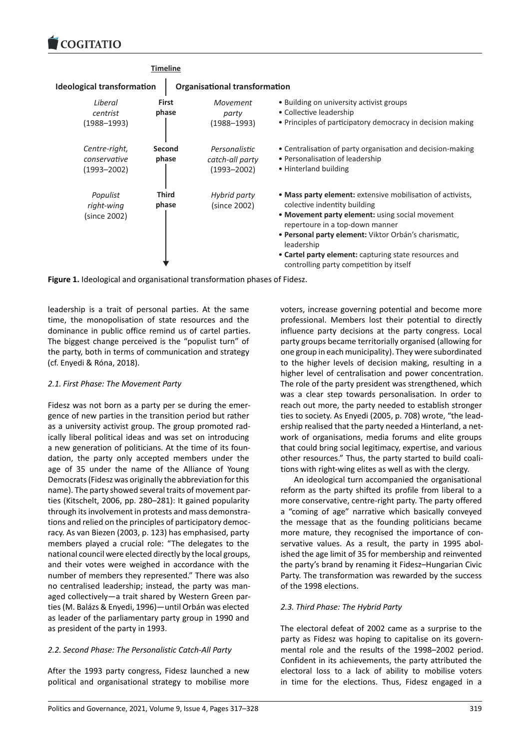**Timeline**

| Ideological transformation | | Organisational transformation | |
|---|---|---|---|
| *Liberal centrist (1988–1993)* | **First phase** | *Movement party (1988–1993)* | • Building on university activist groups<br>• Collective leadership<br>• Principles of participatory democracy in decision making |
| *Centre-right, conservative (1993–2002)* | **Second phase** | *Personalistic catch-all party (1993–2002)* | • Centralisation of party organisation and decision-making<br>• Personalisation of leadership<br>• Hinterland building |
| *Populist right-wing (since 2002)* | **Third phase** | *Hybrid party (since 2002)* | • **Mass party element:** extensive mobilisation of activists, colective indentity building<br>• **Movement party element:** using social movement repertoure in a top-down manner<br>• **Personal party element:** Viktor Orbán's charismatic, leadership<br>• **Cartel party element:** capturing state resources and controlling party competition by itself |

**Figure 1.** Ideological and organisational transformation phases of Fidesz.

leadership is a trait of personal parties. At the same time, the monopolisation of state resources and the dominance in public office remind us of cartel parties. The biggest change perceived is the "populist turn" of the party, both in terms of communication and strategy (cf. Enyedi & Róna, 2018).

### 2.1. First Phase: The Movement Party

Fidesz was not born as a party per se during the emergence of new parties in the transition period but rather as a university activist group. The group promoted radically liberal political ideas and was set on introducing a new generation of politicians. At the time of its foundation, the party only accepted members under the age of 35 under the name of the Alliance of Young Democrats (Fidesz was originally the abbreviation for this name). The party showed several traits of movement parties (Kitschelt, 2006, pp. 280–281): It gained popularity through its involvement in protests and mass demonstrations and relied on the principles of participatory democracy. As van Biezen (2003, p. 123) has emphasised, party members played a crucial role: "The delegates to the national council were elected directly by the local groups, and their votes were weighed in accordance with the number of members they represented." There was also no centralised leadership; instead, the party was managed collectively—a trait shared by Western Green parties (M. Balázs & Enyedi, 1996)—until Orbán was elected as leader of the parliamentary party group in 1990 and as president of the party in 1993.

### 2.2. Second Phase: The Personalistic Catch-All Party

After the 1993 party congress, Fidesz launched a new political and organisational strategy to mobilise more voters, increase governing potential and become more professional. Members lost their potential to directly influence party decisions at the party congress. Local party groups became territorially organised (allowing for one group in each municipality). They were subordinated to the higher levels of decision making, resulting in a higher level of centralisation and power concentration. The role of the party president was strengthened, which was a clear step towards personalisation. In order to reach out more, the party needed to establish stronger ties to society. As Enyedi (2005, p. 708) wrote, "the leadership realised that the party needed a Hinterland, a network of organisations, media forums and elite groups that could bring social legitimacy, expertise, and various other resources." Thus, the party started to build coalitions with right-wing elites as well as with the clergy.

An ideological turn accompanied the organisational reform as the party shifted its profile from liberal to a more conservative, centre-right party. The party offered a "coming of age" narrative which basically conveyed the message that as the founding politicians became more mature, they recognised the importance of conservative values. As a result, the party in 1995 abolished the age limit of 35 for membership and reinvented the party's brand by renaming it Fidesz–Hungarian Civic Party. The transformation was rewarded by the success of the 1998 elections.

### 2.3. Third Phase: The Hybrid Party

The electoral defeat of 2002 came as a surprise to the party as Fidesz was hoping to capitalise on its governmental role and the results of the 1998–2002 period. Confident in its achievements, the party attributed the electoral loss to a lack of ability to mobilise voters in time for the elections. Thus, Fidesz engaged in a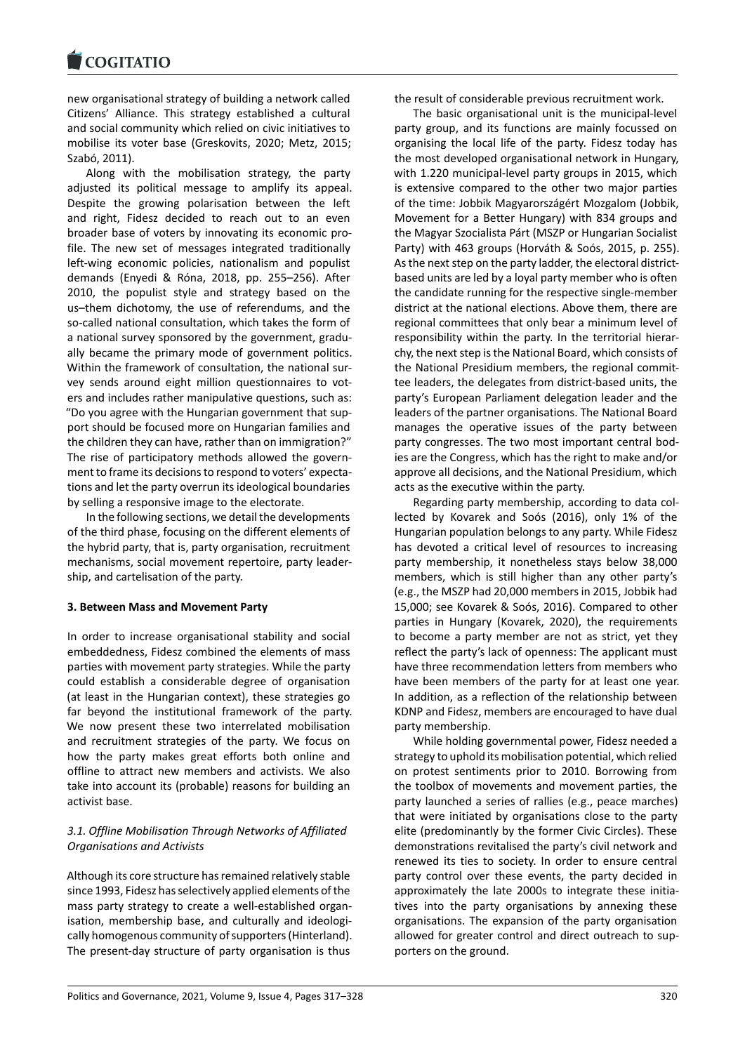new organisational strategy of building a network called Citizens' Alliance. This strategy established a cultural and social community which relied on civic initiatives to mobilise its voter base (Greskovits, 2020; Metz, 2015; Szabó, 2011).

Along with the mobilisation strategy, the party adjusted its political message to amplify its appeal. Despite the growing polarisation between the left and right, Fidesz decided to reach out to an even broader base of voters by innovating its economic profile. The new set of messages integrated traditionally left-wing economic policies, nationalism and populist demands (Enyedi & Róna, 2018, pp. 255–256). After 2010, the populist style and strategy based on the us–them dichotomy, the use of referendums, and the so-called national consultation, which takes the form of a national survey sponsored by the government, gradually became the primary mode of government politics. Within the framework of consultation, the national survey sends around eight million questionnaires to voters and includes rather manipulative questions, such as: "Do you agree with the Hungarian government that support should be focused more on Hungarian families and the children they can have, rather than on immigration?" The rise of participatory methods allowed the government to frame its decisions to respond to voters' expectations and let the party overrun its ideological boundaries by selling a responsive image to the electorate.

In the following sections, we detail the developments of the third phase, focusing on the different elements of the hybrid party, that is, party organisation, recruitment mechanisms, social movement repertoire, party leadership, and cartelisation of the party.

## 3. Between Mass and Movement Party

In order to increase organisational stability and social embeddedness, Fidesz combined the elements of mass parties with movement party strategies. While the party could establish a considerable degree of organisation (at least in the Hungarian context), these strategies go far beyond the institutional framework of the party. We now present these two interrelated mobilisation and recruitment strategies of the party. We focus on how the party makes great efforts both online and offline to attract new members and activists. We also take into account its (probable) reasons for building an activist base.

### 3.1. Offline Mobilisation Through Networks of Affiliated Organisations and Activists

Although its core structure has remained relatively stable since 1993, Fidesz has selectively applied elements of the mass party strategy to create a well-established organisation, membership base, and culturally and ideologically homogenous community of supporters (Hinterland). The present-day structure of party organisation is thus the result of considerable previous recruitment work.

The basic organisational unit is the municipal-level party group, and its functions are mainly focussed on organising the local life of the party. Fidesz today has the most developed organisational network in Hungary, with 1.220 municipal-level party groups in 2015, which is extensive compared to the other two major parties of the time: Jobbik Magyarországért Mozgalom (Jobbik, Movement for a Better Hungary) with 834 groups and the Magyar Szocialista Párt (MSZP or Hungarian Socialist Party) with 463 groups (Horváth & Soós, 2015, p. 255). As the next step on the party ladder, the electoral district-based units are led by a loyal party member who is often the candidate running for the respective single-member district at the national elections. Above them, there are regional committees that only bear a minimum level of responsibility within the party. In the territorial hierarchy, the next step is the National Board, which consists of the National Presidium members, the regional committee leaders, the delegates from district-based units, the party's European Parliament delegation leader and the leaders of the partner organisations. The National Board manages the operative issues of the party between party congresses. The two most important central bodies are the Congress, which has the right to make and/or approve all decisions, and the National Presidium, which acts as the executive within the party.

Regarding party membership, according to data collected by Kovarek and Soós (2016), only 1% of the Hungarian population belongs to any party. While Fidesz has devoted a critical level of resources to increasing party membership, it nonetheless stays below 38,000 members, which is still higher than any other party's (e.g., the MSZP had 20,000 members in 2015, Jobbik had 15,000; see Kovarek & Soós, 2016). Compared to other parties in Hungary (Kovarek, 2020), the requirements to become a party member are not as strict, yet they reflect the party's lack of openness: The applicant must have three recommendation letters from members who have been members of the party for at least one year. In addition, as a reflection of the relationship between KDNP and Fidesz, members are encouraged to have dual party membership.

While holding governmental power, Fidesz needed a strategy to uphold its mobilisation potential, which relied on protest sentiments prior to 2010. Borrowing from the toolbox of movements and movement parties, the party launched a series of rallies (e.g., peace marches) that were initiated by organisations close to the party elite (predominantly by the former Civic Circles). These demonstrations revitalised the party's civil network and renewed its ties to society. In order to ensure central party control over these events, the party decided in approximately the late 2000s to integrate these initiatives into the party organisations by annexing these organisations. The expansion of the party organisation allowed for greater control and direct outreach to supporters on the ground.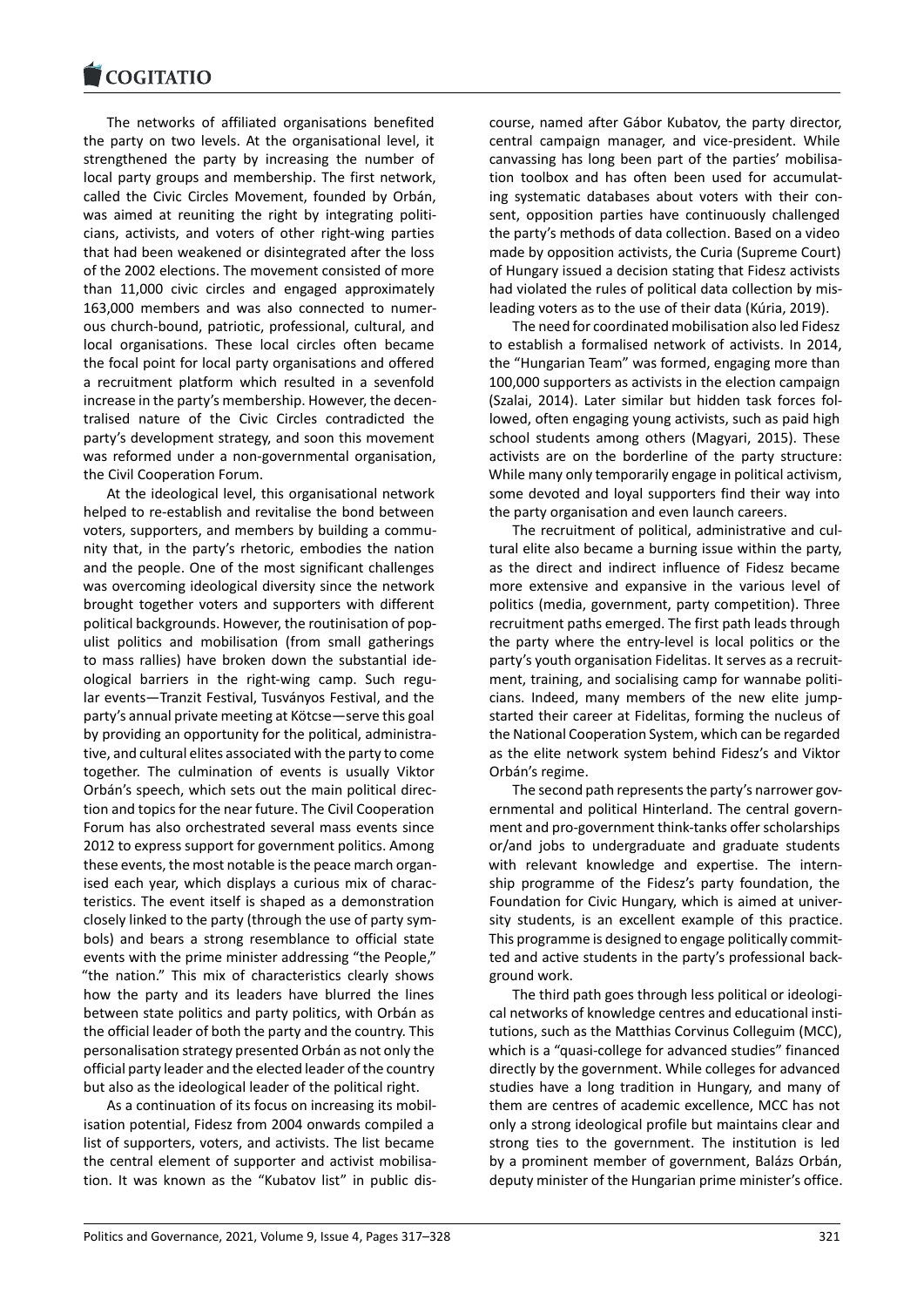The networks of affiliated organisations benefited the party on two levels. At the organisational level, it strengthened the party by increasing the number of local party groups and membership. The first network, called the Civic Circles Movement, founded by Orbán, was aimed at reuniting the right by integrating politicians, activists, and voters of other right-wing parties that had been weakened or disintegrated after the loss of the 2002 elections. The movement consisted of more than 11,000 civic circles and engaged approximately 163,000 members and was also connected to numerous church-bound, patriotic, professional, cultural, and local organisations. These local circles often became the focal point for local party organisations and offered a recruitment platform which resulted in a sevenfold increase in the party's membership. However, the decentralised nature of the Civic Circles contradicted the party's development strategy, and soon this movement was reformed under a non-governmental organisation, the Civil Cooperation Forum.

At the ideological level, this organisational network helped to re-establish and revitalise the bond between voters, supporters, and members by building a community that, in the party's rhetoric, embodies the nation and the people. One of the most significant challenges was overcoming ideological diversity since the network brought together voters and supporters with different political backgrounds. However, the routinisation of populist politics and mobilisation (from small gatherings to mass rallies) have broken down the substantial ideological barriers in the right-wing camp. Such regular events—Tranzit Festival, Tusványos Festival, and the party's annual private meeting at Kötcse—serve this goal by providing an opportunity for the political, administrative, and cultural elites associated with the party to come together. The culmination of events is usually Viktor Orbán's speech, which sets out the main political direction and topics for the near future. The Civil Cooperation Forum has also orchestrated several mass events since 2012 to express support for government politics. Among these events, the most notable is the peace march organised each year, which displays a curious mix of characteristics. The event itself is shaped as a demonstration closely linked to the party (through the use of party symbols) and bears a strong resemblance to official state events with the prime minister addressing "the People," "the nation." This mix of characteristics clearly shows how the party and its leaders have blurred the lines between state politics and party politics, with Orbán as the official leader of both the party and the country. This personalisation strategy presented Orbán as not only the official party leader and the elected leader of the country but also as the ideological leader of the political right.

As a continuation of its focus on increasing its mobilisation potential, Fidesz from 2004 onwards compiled a list of supporters, voters, and activists. The list became the central element of supporter and activist mobilisation. It was known as the "Kubatov list" in public discourse, named after Gábor Kubatov, the party director, central campaign manager, and vice-president. While canvassing has long been part of the parties' mobilisation toolbox and has often been used for accumulating systematic databases about voters with their consent, opposition parties have continuously challenged the party's methods of data collection. Based on a video made by opposition activists, the Curia (Supreme Court) of Hungary issued a decision stating that Fidesz activists had violated the rules of political data collection by misleading voters as to the use of their data (Kúria, 2019).

The need for coordinated mobilisation also led Fidesz to establish a formalised network of activists. In 2014, the "Hungarian Team" was formed, engaging more than 100,000 supporters as activists in the election campaign (Szalai, 2014). Later similar but hidden task forces followed, often engaging young activists, such as paid high school students among others (Magyari, 2015). These activists are on the borderline of the party structure: While many only temporarily engage in political activism, some devoted and loyal supporters find their way into the party organisation and even launch careers.

The recruitment of political, administrative and cultural elite also became a burning issue within the party, as the direct and indirect influence of Fidesz became more extensive and expansive in the various level of politics (media, government, party competition). Three recruitment paths emerged. The first path leads through the party where the entry-level is local politics or the party's youth organisation Fidelitas. It serves as a recruitment, training, and socialising camp for wannabe politicians. Indeed, many members of the new elite jumpstarted their career at Fidelitas, forming the nucleus of the National Cooperation System, which can be regarded as the elite network system behind Fidesz's and Viktor Orbán's regime.

The second path represents the party's narrower governmental and political Hinterland. The central government and pro-government think-tanks offer scholarships or/and jobs to undergraduate and graduate students with relevant knowledge and expertise. The internship programme of the Fidesz's party foundation, the Foundation for Civic Hungary, which is aimed at university students, is an excellent example of this practice. This programme is designed to engage politically committed and active students in the party's professional background work.

The third path goes through less political or ideological networks of knowledge centres and educational institutions, such as the Matthias Corvinus Colleguim (MCC), which is a "quasi-college for advanced studies" financed directly by the government. While colleges for advanced studies have a long tradition in Hungary, and many of them are centres of academic excellence, MCC has not only a strong ideological profile but maintains clear and strong ties to the government. The institution is led by a prominent member of government, Balázs Orbán, deputy minister of the Hungarian prime minister's office.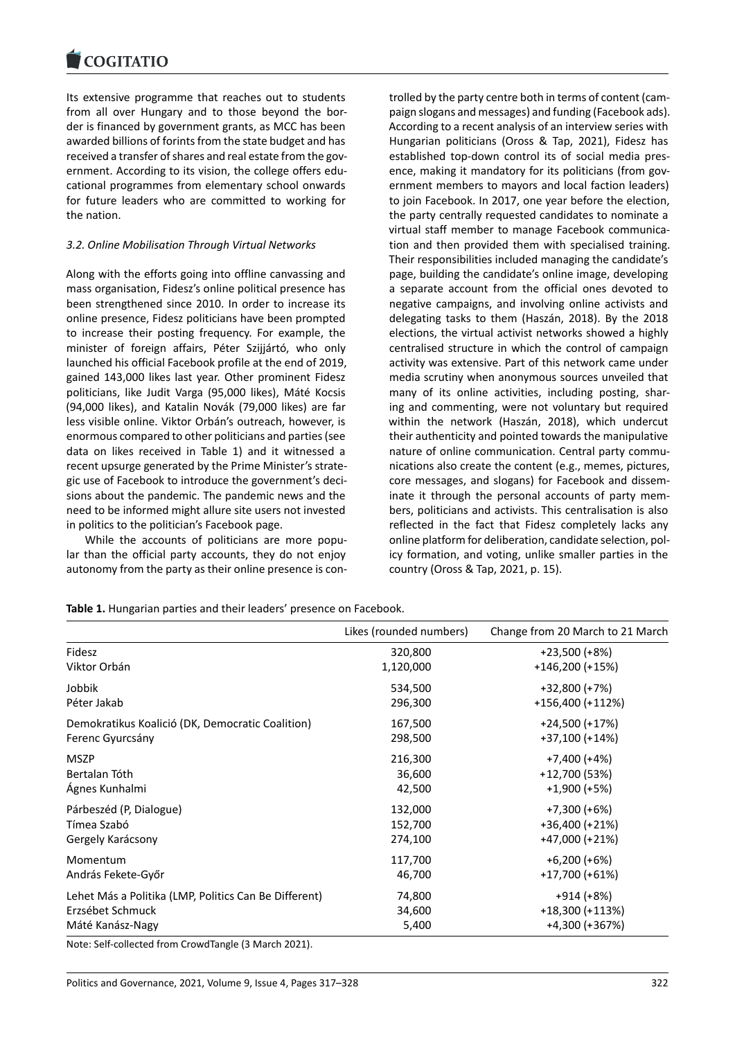Its extensive programme that reaches out to students from all over Hungary and to those beyond the border is financed by government grants, as MCC has been awarded billions of forints from the state budget and has received a transfer of shares and real estate from the government. According to its vision, the college offers educational programmes from elementary school onwards for future leaders who are committed to working for the nation.

### *3.2. Online Mobilisation Through Virtual Networks*

Along with the efforts going into offline canvassing and mass organisation, Fidesz's online political presence has been strengthened since 2010. In order to increase its online presence, Fidesz politicians have been prompted to increase their posting frequency. For example, the minister of foreign affairs, Péter Szijjártó, who only launched his official Facebook profile at the end of 2019, gained 143,000 likes last year. Other prominent Fidesz politicians, like Judit Varga (95,000 likes), Máté Kocsis (94,000 likes), and Katalin Novák (79,000 likes) are far less visible online. Viktor Orbán's outreach, however, is enormous compared to other politicians and parties (see data on likes received in Table 1) and it witnessed a recent upsurge generated by the Prime Minister's strategic use of Facebook to introduce the government's decisions about the pandemic. The pandemic news and the need to be informed might allure site users not invested in politics to the politician's Facebook page.

While the accounts of politicians are more popular than the official party accounts, they do not enjoy autonomy from the party as their online presence is controlled by the party centre both in terms of content (campaign slogans and messages) and funding (Facebook ads). According to a recent analysis of an interview series with Hungarian politicians (Oross & Tap, 2021), Fidesz has established top-down control its of social media presence, making it mandatory for its politicians (from government members to mayors and local faction leaders) to join Facebook. In 2017, one year before the election, the party centrally requested candidates to nominate a virtual staff member to manage Facebook communication and then provided them with specialised training. Their responsibilities included managing the candidate's page, building the candidate's online image, developing a separate account from the official ones devoted to negative campaigns, and involving online activists and delegating tasks to them (Haszán, 2018). By the 2018 elections, the virtual activist networks showed a highly centralised structure in which the control of campaign activity was extensive. Part of this network came under media scrutiny when anonymous sources unveiled that many of its online activities, including posting, sharing and commenting, were not voluntary but required within the network (Haszán, 2018), which undercut their authenticity and pointed towards the manipulative nature of online communication. Central party communications also create the content (e.g., memes, pictures, core messages, and slogans) for Facebook and disseminate it through the personal accounts of party members, politicians and activists. This centralisation is also reflected in the fact that Fidesz completely lacks any online platform for deliberation, candidate selection, policy formation, and voting, unlike smaller parties in the country (Oross & Tap, 2021, p. 15).

**Table 1.** Hungarian parties and their leaders' presence on Facebook.

| | Likes (rounded numbers) | Change from 20 March to 21 March |
|---|---|---|
| Fidesz | 320,800 | +23,500 (+8%) |
| Viktor Orbán | 1,120,000 | +146,200 (+15%) |
| Jobbik | 534,500 | +32,800 (+7%) |
| Péter Jakab | 296,300 | +156,400 (+112%) |
| Demokratikus Koalició (DK, Democratic Coalition) | 167,500 | +24,500 (+17%) |
| Ferenc Gyurcsány | 298,500 | +37,100 (+14%) |
| MSZP | 216,300 | +7,400 (+4%) |
| Bertalan Tóth | 36,600 | +12,700 (53%) |
| Ágnes Kunhalmi | 42,500 | +1,900 (+5%) |
| Párbeszéd (P, Dialogue) | 132,000 | +7,300 (+6%) |
| Tímea Szabó | 152,700 | +36,400 (+21%) |
| Gergely Karácsony | 274,100 | +47,000 (+21%) |
| Momentum | 117,700 | +6,200 (+6%) |
| András Fekete-Győr | 46,700 | +17,700 (+61%) |
| Lehet Más a Politika (LMP, Politics Can Be Different) | 74,800 | +914 (+8%) |
| Erzsébet Schmuck | 34,600 | +18,300 (+113%) |
| Máté Kanász-Nagy | 5,400 | +4,300 (+367%) |

Note: Self-collected from CrowdTangle (3 March 2021).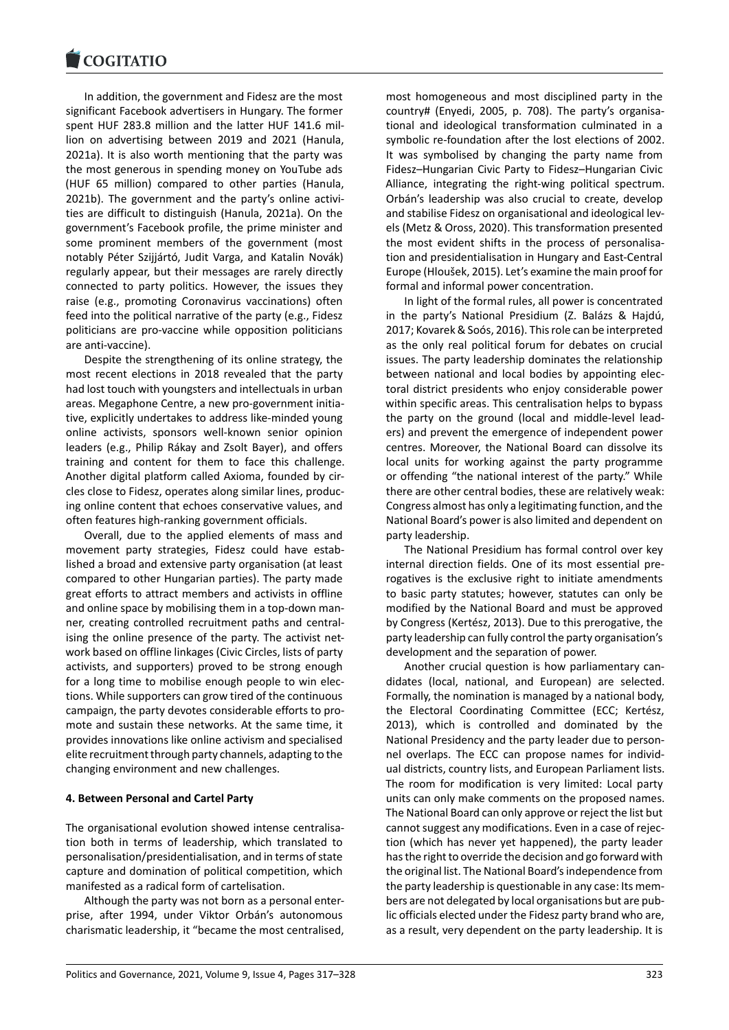In addition, the government and Fidesz are the most significant Facebook advertisers in Hungary. The former spent HUF 283.8 million and the latter HUF 141.6 million on advertising between 2019 and 2021 (Hanula, 2021a). It is also worth mentioning that the party was the most generous in spending money on YouTube ads (HUF 65 million) compared to other parties (Hanula, 2021b). The government and the party's online activities are difficult to distinguish (Hanula, 2021a). On the government's Facebook profile, the prime minister and some prominent members of the government (most notably Péter Szijjártó, Judit Varga, and Katalin Novák) regularly appear, but their messages are rarely directly connected to party politics. However, the issues they raise (e.g., promoting Coronavirus vaccinations) often feed into the political narrative of the party (e.g., Fidesz politicians are pro-vaccine while opposition politicians are anti-vaccine).

Despite the strengthening of its online strategy, the most recent elections in 2018 revealed that the party had lost touch with youngsters and intellectuals in urban areas. Megaphone Centre, a new pro-government initiative, explicitly undertakes to address like-minded young online activists, sponsors well-known senior opinion leaders (e.g., Philip Rákay and Zsolt Bayer), and offers training and content for them to face this challenge. Another digital platform called Axioma, founded by circles close to Fidesz, operates along similar lines, producing online content that echoes conservative values, and often features high-ranking government officials.

Overall, due to the applied elements of mass and movement party strategies, Fidesz could have established a broad and extensive party organisation (at least compared to other Hungarian parties). The party made great efforts to attract members and activists in offline and online space by mobilising them in a top-down manner, creating controlled recruitment paths and centralising the online presence of the party. The activist network based on offline linkages (Civic Circles, lists of party activists, and supporters) proved to be strong enough for a long time to mobilise enough people to win elections. While supporters can grow tired of the continuous campaign, the party devotes considerable efforts to promote and sustain these networks. At the same time, it provides innovations like online activism and specialised elite recruitment through party channels, adapting to the changing environment and new challenges.

## 4. Between Personal and Cartel Party

The organisational evolution showed intense centralisation both in terms of leadership, which translated to personalisation/presidentialisation, and in terms of state capture and domination of political competition, which manifested as a radical form of cartelisation.

Although the party was not born as a personal enterprise, after 1994, under Viktor Orbán's autonomous charismatic leadership, it "became the most centralised, most homogeneous and most disciplined party in the country# (Enyedi, 2005, p. 708). The party's organisational and ideological transformation culminated in a symbolic re-foundation after the lost elections of 2002. It was symbolised by changing the party name from Fidesz–Hungarian Civic Party to Fidesz–Hungarian Civic Alliance, integrating the right-wing political spectrum. Orbán's leadership was also crucial to create, develop and stabilise Fidesz on organisational and ideological levels (Metz & Oross, 2020). This transformation presented the most evident shifts in the process of personalisation and presidentialisation in Hungary and East-Central Europe (Hloušek, 2015). Let's examine the main proof for formal and informal power concentration.

In light of the formal rules, all power is concentrated in the party's National Presidium (Z. Balázs & Hajdú, 2017; Kovarek & Soós, 2016). This role can be interpreted as the only real political forum for debates on crucial issues. The party leadership dominates the relationship between national and local bodies by appointing electoral district presidents who enjoy considerable power within specific areas. This centralisation helps to bypass the party on the ground (local and middle-level leaders) and prevent the emergence of independent power centres. Moreover, the National Board can dissolve its local units for working against the party programme or offending "the national interest of the party." While there are other central bodies, these are relatively weak: Congress almost has only a legitimating function, and the National Board's power is also limited and dependent on party leadership.

The National Presidium has formal control over key internal direction fields. One of its most essential prerogatives is the exclusive right to initiate amendments to basic party statutes; however, statutes can only be modified by the National Board and must be approved by Congress (Kertész, 2013). Due to this prerogative, the party leadership can fully control the party organisation's development and the separation of power.

Another crucial question is how parliamentary candidates (local, national, and European) are selected. Formally, the nomination is managed by a national body, the Electoral Coordinating Committee (ECC; Kertész, 2013), which is controlled and dominated by the National Presidency and the party leader due to personnel overlaps. The ECC can propose names for individual districts, country lists, and European Parliament lists. The room for modification is very limited: Local party units can only make comments on the proposed names. The National Board can only approve or reject the list but cannot suggest any modifications. Even in a case of rejection (which has never yet happened), the party leader has the right to override the decision and go forward with the original list. The National Board's independence from the party leadership is questionable in any case: Its members are not delegated by local organisations but are public officials elected under the Fidesz party brand who are, as a result, very dependent on the party leadership. It is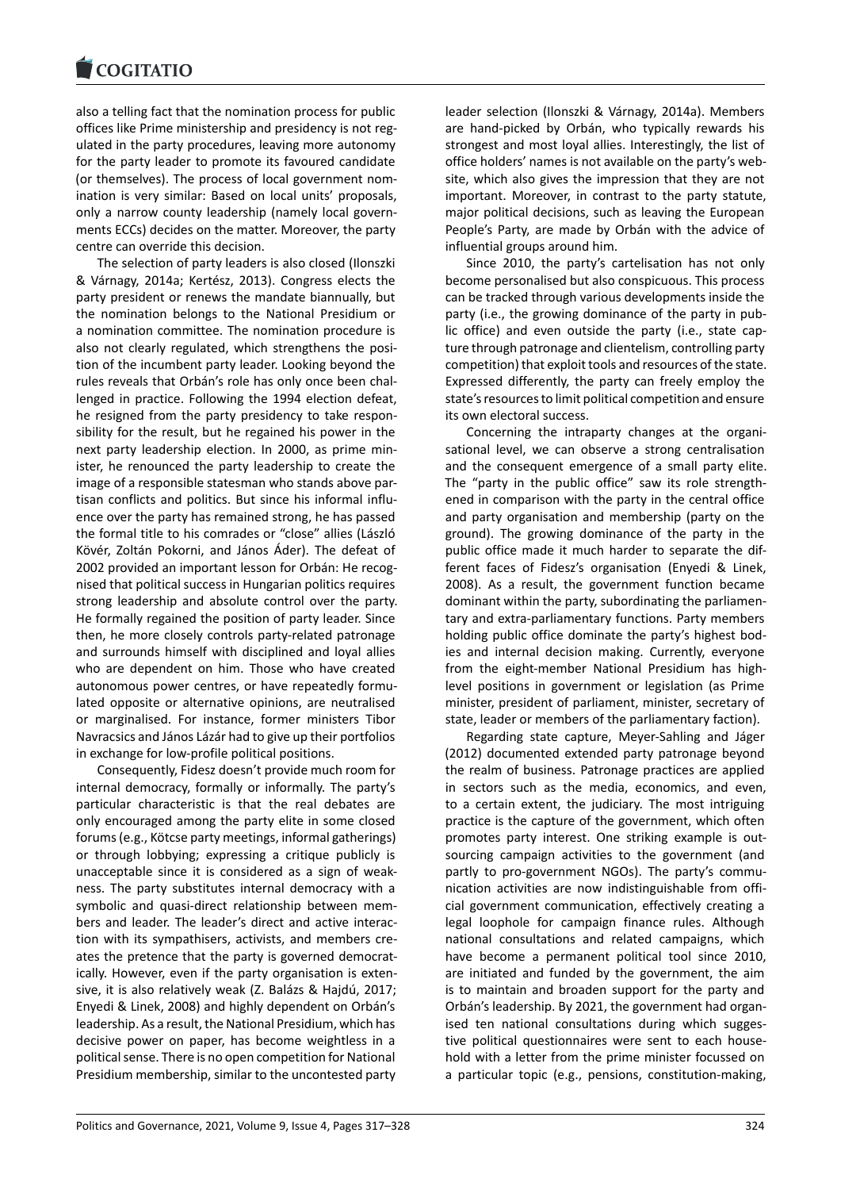also a telling fact that the nomination process for public offices like Prime ministership and presidency is not regulated in the party procedures, leaving more autonomy for the party leader to promote its favoured candidate (or themselves). The process of local government nomination is very similar: Based on local units' proposals, only a narrow county leadership (namely local governments ECCs) decides on the matter. Moreover, the party centre can override this decision.

The selection of party leaders is also closed (Ilonszki & Várnagy, 2014a; Kertész, 2013). Congress elects the party president or renews the mandate biannually, but the nomination belongs to the National Presidium or a nomination committee. The nomination procedure is also not clearly regulated, which strengthens the position of the incumbent party leader. Looking beyond the rules reveals that Orbán's role has only once been challenged in practice. Following the 1994 election defeat, he resigned from the party presidency to take responsibility for the result, but he regained his power in the next party leadership election. In 2000, as prime minister, he renounced the party leadership to create the image of a responsible statesman who stands above partisan conflicts and politics. But since his informal influence over the party has remained strong, he has passed the formal title to his comrades or "close" allies (László Kövér, Zoltán Pokorni, and János Áder). The defeat of 2002 provided an important lesson for Orbán: He recognised that political success in Hungarian politics requires strong leadership and absolute control over the party. He formally regained the position of party leader. Since then, he more closely controls party-related patronage and surrounds himself with disciplined and loyal allies who are dependent on him. Those who have created autonomous power centres, or have repeatedly formulated opposite or alternative opinions, are neutralised or marginalised. For instance, former ministers Tibor Navracsics and János Lázár had to give up their portfolios in exchange for low-profile political positions.

Consequently, Fidesz doesn't provide much room for internal democracy, formally or informally. The party's particular characteristic is that the real debates are only encouraged among the party elite in some closed forums (e.g., Kötcse party meetings, informal gatherings) or through lobbying; expressing a critique publicly is unacceptable since it is considered as a sign of weakness. The party substitutes internal democracy with a symbolic and quasi-direct relationship between members and leader. The leader's direct and active interaction with its sympathisers, activists, and members creates the pretence that the party is governed democratically. However, even if the party organisation is extensive, it is also relatively weak (Z. Balázs & Hajdú, 2017; Enyedi & Linek, 2008) and highly dependent on Orbán's leadership. As a result, the National Presidium, which has decisive power on paper, has become weightless in a political sense. There is no open competition for National Presidium membership, similar to the uncontested party leader selection (Ilonszki & Várnagy, 2014a). Members are hand-picked by Orbán, who typically rewards his strongest and most loyal allies. Interestingly, the list of office holders' names is not available on the party's website, which also gives the impression that they are not important. Moreover, in contrast to the party statute, major political decisions, such as leaving the European People's Party, are made by Orbán with the advice of influential groups around him.

Since 2010, the party's cartelisation has not only become personalised but also conspicuous. This process can be tracked through various developments inside the party (i.e., the growing dominance of the party in public office) and even outside the party (i.e., state capture through patronage and clientelism, controlling party competition) that exploit tools and resources of the state. Expressed differently, the party can freely employ the state's resources to limit political competition and ensure its own electoral success.

Concerning the intraparty changes at the organisational level, we can observe a strong centralisation and the consequent emergence of a small party elite. The "party in the public office" saw its role strengthened in comparison with the party in the central office and party organisation and membership (party on the ground). The growing dominance of the party in the public office made it much harder to separate the different faces of Fidesz's organisation (Enyedi & Linek, 2008). As a result, the government function became dominant within the party, subordinating the parliamentary and extra-parliamentary functions. Party members holding public office dominate the party's highest bodies and internal decision making. Currently, everyone from the eight-member National Presidium has high-level positions in government or legislation (as Prime minister, president of parliament, minister, secretary of state, leader or members of the parliamentary faction).

Regarding state capture, Meyer-Sahling and Jáger (2012) documented extended party patronage beyond the realm of business. Patronage practices are applied in sectors such as the media, economics, and even, to a certain extent, the judiciary. The most intriguing practice is the capture of the government, which often promotes party interest. One striking example is outsourcing campaign activities to the government (and partly to pro-government NGOs). The party's communication activities are now indistinguishable from official government communication, effectively creating a legal loophole for campaign finance rules. Although national consultations and related campaigns, which have become a permanent political tool since 2010, are initiated and funded by the government, the aim is to maintain and broaden support for the party and Orbán's leadership. By 2021, the government had organised ten national consultations during which suggestive political questionnaires were sent to each household with a letter from the prime minister focussed on a particular topic (e.g., pensions, constitution-making,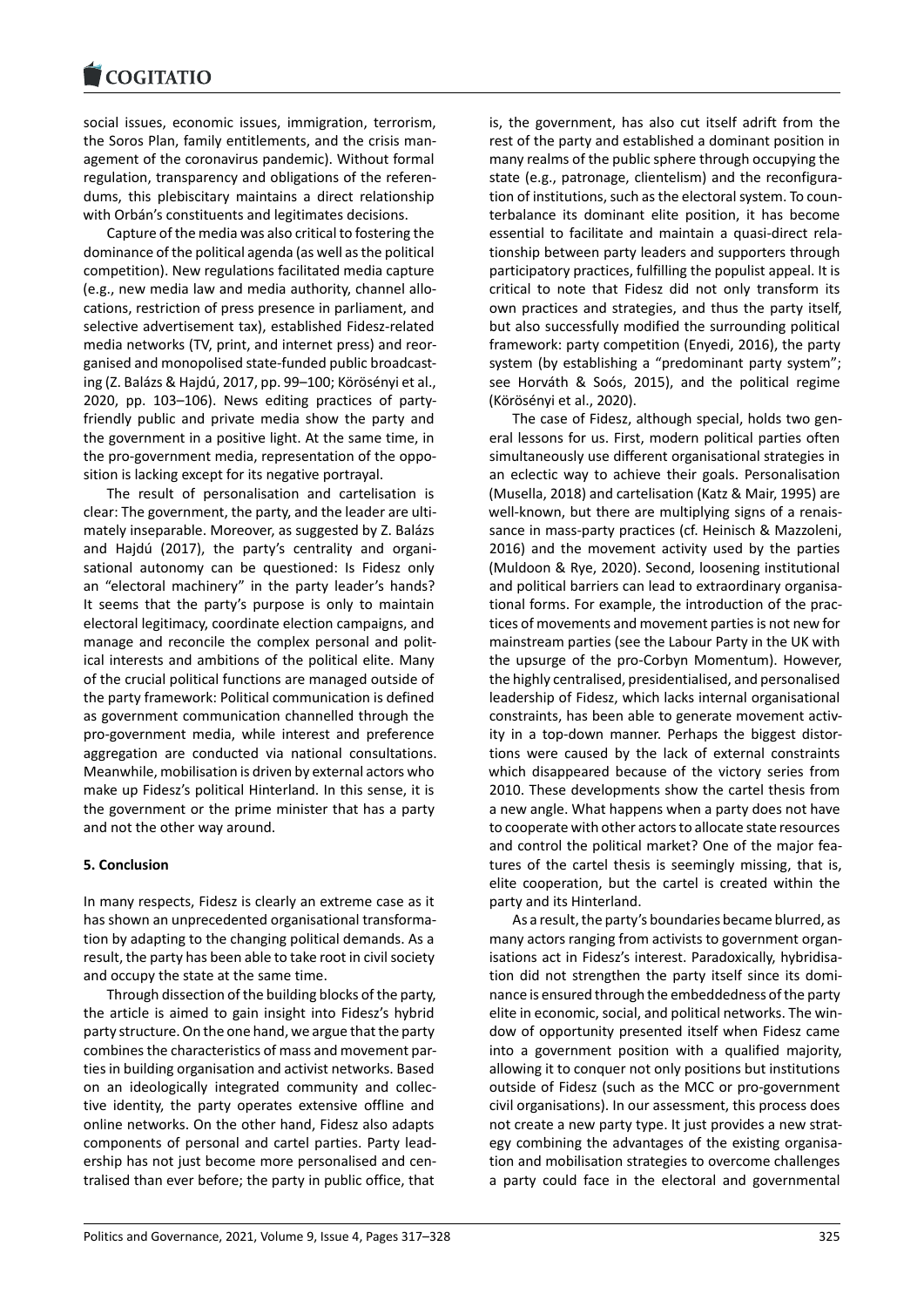social issues, economic issues, immigration, terrorism, the Soros Plan, family entitlements, and the crisis management of the coronavirus pandemic). Without formal regulation, transparency and obligations of the referendums, this plebiscitary maintains a direct relationship with Orbán's constituents and legitimates decisions.

Capture of the media was also critical to fostering the dominance of the political agenda (as well as the political competition). New regulations facilitated media capture (e.g., new media law and media authority, channel allocations, restriction of press presence in parliament, and selective advertisement tax), established Fidesz-related media networks (TV, print, and internet press) and reorganised and monopolised state-funded public broadcasting (Z. Balázs & Hajdú, 2017, pp. 99–100; Körösényi et al., 2020, pp. 103–106). News editing practices of party-friendly public and private media show the party and the government in a positive light. At the same time, in the pro-government media, representation of the opposition is lacking except for its negative portrayal.

The result of personalisation and cartelisation is clear: The government, the party, and the leader are ultimately inseparable. Moreover, as suggested by Z. Balázs and Hajdú (2017), the party's centrality and organisational autonomy can be questioned: Is Fidesz only an "electoral machinery" in the party leader's hands? It seems that the party's purpose is only to maintain electoral legitimacy, coordinate election campaigns, and manage and reconcile the complex personal and political interests and ambitions of the political elite. Many of the crucial political functions are managed outside of the party framework: Political communication is defined as government communication channelled through the pro-government media, while interest and preference aggregation are conducted via national consultations. Meanwhile, mobilisation is driven by external actors who make up Fidesz's political Hinterland. In this sense, it is the government or the prime minister that has a party and not the other way around.

## 5. Conclusion

In many respects, Fidesz is clearly an extreme case as it has shown an unprecedented organisational transformation by adapting to the changing political demands. As a result, the party has been able to take root in civil society and occupy the state at the same time.

Through dissection of the building blocks of the party, the article is aimed to gain insight into Fidesz's hybrid party structure. On the one hand, we argue that the party combines the characteristics of mass and movement parties in building organisation and activist networks. Based on an ideologically integrated community and collective identity, the party operates extensive offline and online networks. On the other hand, Fidesz also adapts components of personal and cartel parties. Party leadership has not just become more personalised and centralised than ever before; the party in public office, that is, the government, has also cut itself adrift from the rest of the party and established a dominant position in many realms of the public sphere through occupying the state (e.g., patronage, clientelism) and the reconfiguration of institutions, such as the electoral system. To counterbalance its dominant elite position, it has become essential to facilitate and maintain a quasi-direct relationship between party leaders and supporters through participatory practices, fulfilling the populist appeal. It is critical to note that Fidesz did not only transform its own practices and strategies, and thus the party itself, but also successfully modified the surrounding political framework: party competition (Enyedi, 2016), the party system (by establishing a "predominant party system"; see Horváth & Soós, 2015), and the political regime (Körösényi et al., 2020).

The case of Fidesz, although special, holds two general lessons for us. First, modern political parties often simultaneously use different organisational strategies in an eclectic way to achieve their goals. Personalisation (Musella, 2018) and cartelisation (Katz & Mair, 1995) are well-known, but there are multiplying signs of a renaissance in mass-party practices (cf. Heinisch & Mazzoleni, 2016) and the movement activity used by the parties (Muldoon & Rye, 2020). Second, loosening institutional and political barriers can lead to extraordinary organisational forms. For example, the introduction of the practices of movements and movement parties is not new for mainstream parties (see the Labour Party in the UK with the upsurge of the pro-Corbyn Momentum). However, the highly centralised, presidentialised, and personalised leadership of Fidesz, which lacks internal organisational constraints, has been able to generate movement activity in a top-down manner. Perhaps the biggest distortions were caused by the lack of external constraints which disappeared because of the victory series from 2010. These developments show the cartel thesis from a new angle. What happens when a party does not have to cooperate with other actors to allocate state resources and control the political market? One of the major features of the cartel thesis is seemingly missing, that is, elite cooperation, but the cartel is created within the party and its Hinterland.

As a result, the party's boundaries became blurred, as many actors ranging from activists to government organisations act in Fidesz's interest. Paradoxically, hybridisation did not strengthen the party itself since its dominance is ensured through the embeddedness of the party elite in economic, social, and political networks. The window of opportunity presented itself when Fidesz came into a government position with a qualified majority, allowing it to conquer not only positions but institutions outside of Fidesz (such as the MCC or pro-government civil organisations). In our assessment, this process does not create a new party type. It just provides a new strategy combining the advantages of the existing organisation and mobilisation strategies to overcome challenges a party could face in the electoral and governmental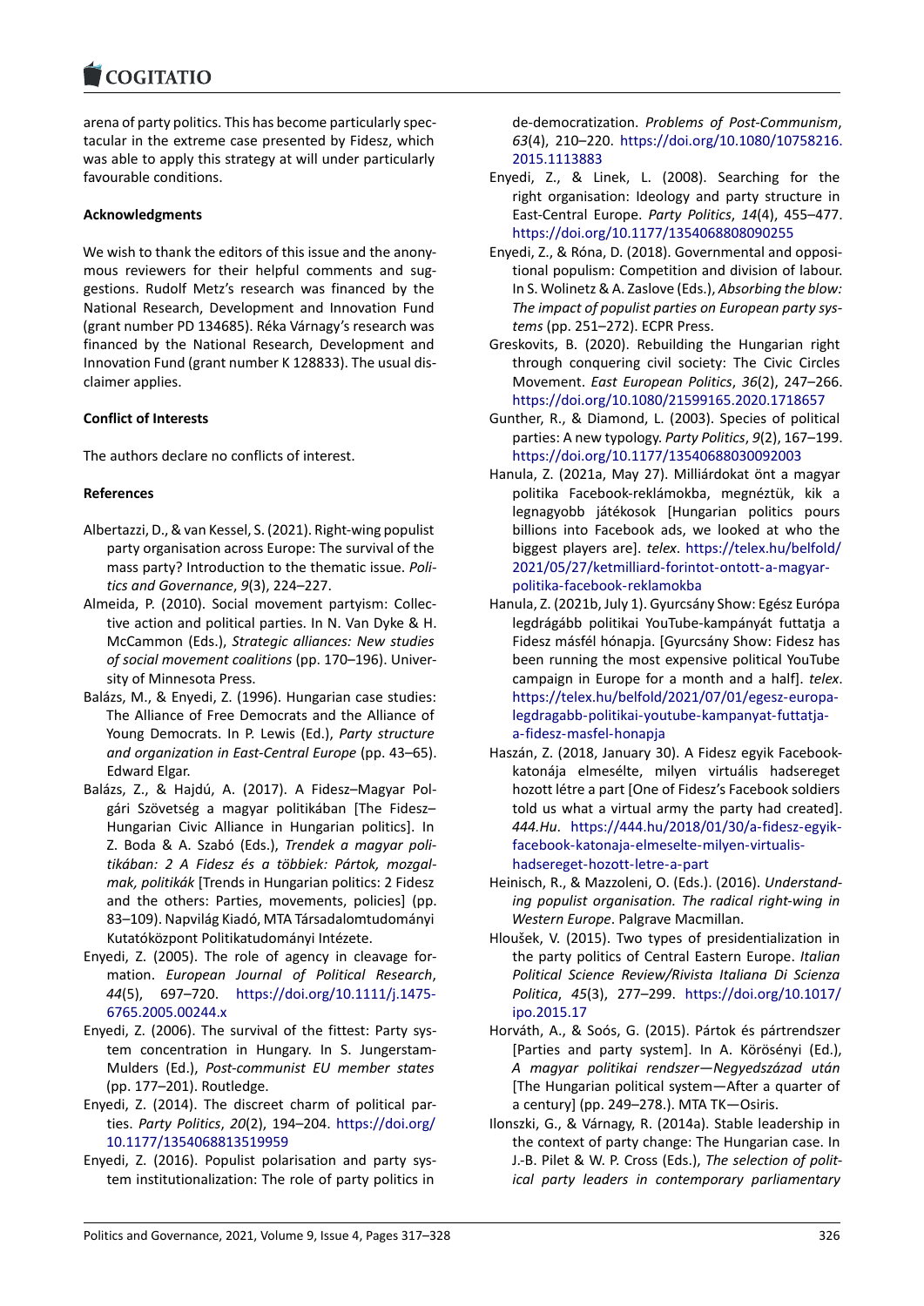arena of party politics. This has become particularly spectacular in the extreme case presented by Fidesz, which was able to apply this strategy at will under particularly favourable conditions.

## Acknowledgments

We wish to thank the editors of this issue and the anonymous reviewers for their helpful comments and suggestions. Rudolf Metz's research was financed by the National Research, Development and Innovation Fund (grant number PD 134685). Réka Várnagy's research was financed by the National Research, Development and Innovation Fund (grant number K 128833). The usual disclaimer applies.

## Conflict of Interests

The authors declare no conflicts of interest.

## References

Albertazzi, D., & van Kessel, S. (2021). Right-wing populist party organisation across Europe: The survival of the mass party? Introduction to the thematic issue. *Politics and Governance*, *9*(3), 224–227.

Almeida, P. (2010). Social movement partyism: Collective action and political parties. In N. Van Dyke & H. McCammon (Eds.), *Strategic alliances: New studies of social movement coalitions* (pp. 170–196). University of Minnesota Press.

Balázs, M., & Enyedi, Z. (1996). Hungarian case studies: The Alliance of Free Democrats and the Alliance of Young Democrats. In P. Lewis (Ed.), *Party structure and organization in East-Central Europe* (pp. 43–65). Edward Elgar.

Balázs, Z., & Hajdú, A. (2017). A Fidesz–Magyar Polgári Szövetség a magyar politikában [The Fidesz–Hungarian Civic Alliance in Hungarian politics]. In Z. Boda & A. Szabó (Eds.), *Trendek a magyar politikában: 2 A Fidesz és a többiek: Pártok, mozgalmak, politikák* [Trends in Hungarian politics: 2 Fidesz and the others: Parties, movements, policies] (pp. 83–109). Napvilág Kiadó, MTA Társadalomtudományi Kutatóközpont Politikatudományi Intézete.

Enyedi, Z. (2005). The role of agency in cleavage formation. *European Journal of Political Research*, *44*(5), 697–720. https://doi.org/10.1111/j.1475-6765.2005.00244.x

Enyedi, Z. (2006). The survival of the fittest: Party system concentration in Hungary. In S. Jungerstam-Mulders (Ed.), *Post-communist EU member states* (pp. 177–201). Routledge.

Enyedi, Z. (2014). The discreet charm of political parties. *Party Politics*, *20*(2), 194–204. https://doi.org/10.1177/1354068813519959

Enyedi, Z. (2016). Populist polarisation and party system institutionalization: The role of party politics in de-democratization. *Problems of Post-Communism*, *63*(4), 210–220. https://doi.org/10.1080/10758216.2015.1113883

Enyedi, Z., & Linek, L. (2008). Searching for the right organisation: Ideology and party structure in East-Central Europe. *Party Politics*, *14*(4), 455–477. https://doi.org/10.1177/1354068808090255

Enyedi, Z., & Róna, D. (2018). Governmental and oppositional populism: Competition and division of labour. In S. Wolinetz & A. Zaslove (Eds.), *Absorbing the blow: The impact of populist parties on European party systems* (pp. 251–272). ECPR Press.

Greskovits, B. (2020). Rebuilding the Hungarian right through conquering civil society: The Civic Circles Movement. *East European Politics*, *36*(2), 247–266. https://doi.org/10.1080/21599165.2020.1718657

Gunther, R., & Diamond, L. (2003). Species of political parties: A new typology. *Party Politics*, *9*(2), 167–199. https://doi.org/10.1177/13540688030092003

Hanula, Z. (2021a, May 27). Milliárdokat önt a magyar politika Facebook-reklámokba, megnéztük, kik a legnagyobb játékosok [Hungarian politics pours billions into Facebook ads, we looked at who the biggest players are]. *telex*. https://telex.hu/belfold/2021/05/27/ketmilliard-forintot-ontott-a-magyar-politika-facebook-reklamokba

Hanula, Z. (2021b, July 1). Gyurcsány Show: Egész Európa legdrágább politikai YouTube-kampányát futtatja a Fidesz másfél hónapja. [Gyurcsány Show: Fidesz has been running the most expensive political YouTube campaign in Europe for a month and a half]. *telex*. https://telex.hu/belfold/2021/07/01/egesz-europa-legdragabb-politikai-youtube-kampanyat-futtatja-a-fidesz-masfel-honapja

Haszán, Z. (2018, January 30). A Fidesz egyik Facebook-katonája elmesélte, milyen virtuális hadsereget hozott létre a part [One of Fidesz's Facebook soldiers told us what a virtual army the party had created]. *444.Hu*. https://444.hu/2018/01/30/a-fidesz-egyik-facebook-katonaja-elmeselte-milyen-virtualis-hadsereget-hozott-letre-a-part

Heinisch, R., & Mazzoleni, O. (Eds.). (2016). *Understanding populist organisation. The radical right-wing in Western Europe*. Palgrave Macmillan.

Hloušek, V. (2015). Two types of presidentialization in the party politics of Central Eastern Europe. *Italian Political Science Review/Rivista Italiana Di Scienza Politica*, *45*(3), 277–299. https://doi.org/10.1017/ipo.2015.17

Horváth, A., & Soós, G. (2015). Pártok és pártrendszer [Parties and party system]. In A. Körösényi (Ed.), *A magyar politikai rendszer—Negyedszázad után* [The Hungarian political system—After a quarter of a century] (pp. 249–278.). MTA TK—Osiris.

Ilonszki, G., & Várnagy, R. (2014a). Stable leadership in the context of party change: The Hungarian case. In J.-B. Pilet & W. P. Cross (Eds.), *The selection of political party leaders in contemporary parliamentary*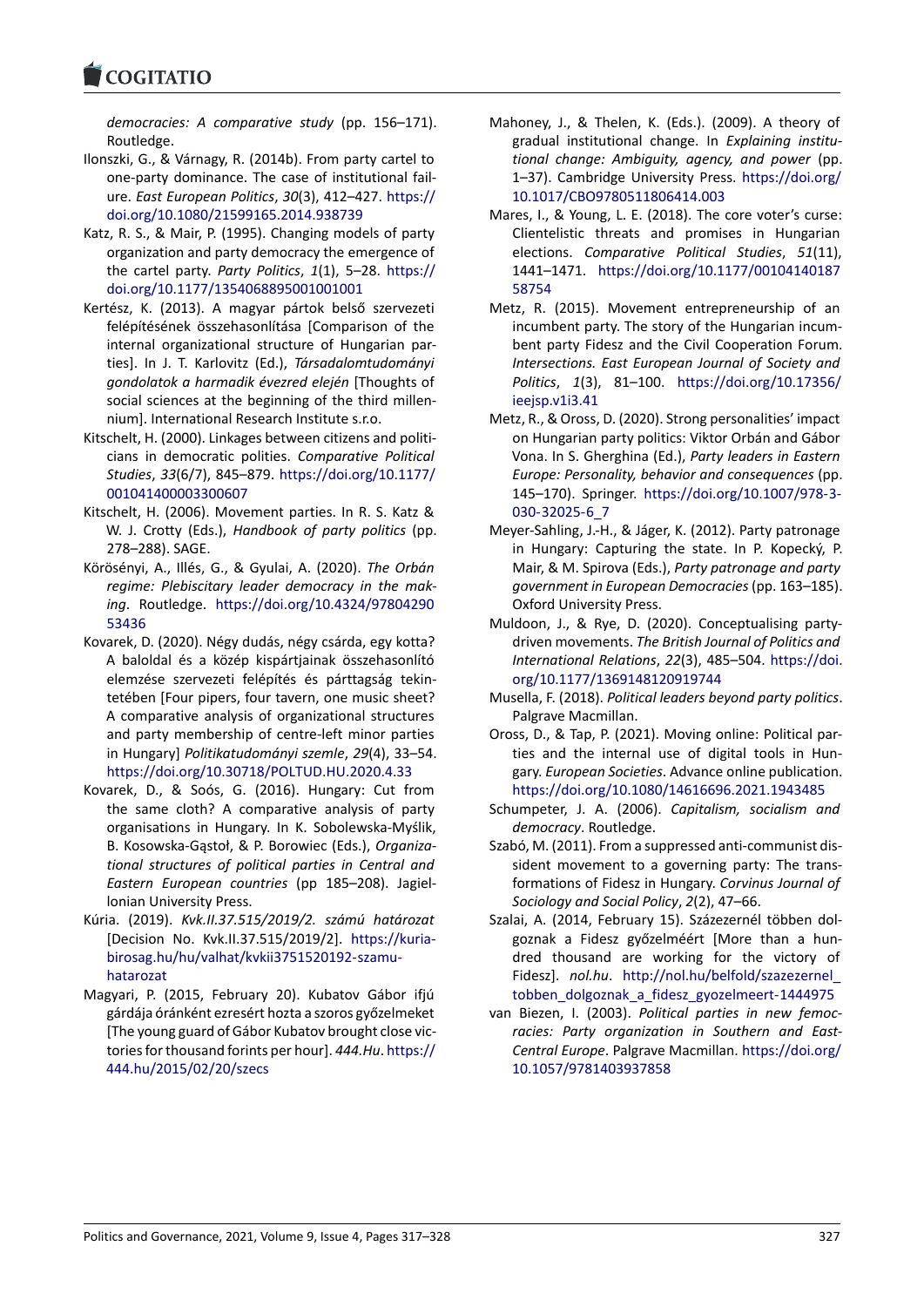*democracies: A comparative study* (pp. 156–171). Routledge.

Ilonszki, G., & Várnagy, R. (2014b). From party cartel to one-party dominance. The case of institutional failure. *East European Politics*, *30*(3), 412–427. https://doi.org/10.1080/21599165.2014.938739

Katz, R. S., & Mair, P. (1995). Changing models of party organization and party democracy the emergence of the cartel party. *Party Politics*, *1*(1), 5–28. https://doi.org/10.1177/1354068895001001001

Kertész, K. (2013). A magyar pártok belső szervezeti felépítésének összehasonlítása [Comparison of the internal organizational structure of Hungarian parties]. In J. T. Karlovitz (Ed.), *Társadalomtudományi gondolatok a harmadik évezred elején* [Thoughts of social sciences at the beginning of the third millennium]. International Research Institute s.r.o.

Kitschelt, H. (2000). Linkages between citizens and politicians in democratic polities. *Comparative Political Studies*, *33*(6/7), 845–879. https://doi.org/10.1177/001041400003300607

Kitschelt, H. (2006). Movement parties. In R. S. Katz & W. J. Crotty (Eds.), *Handbook of party politics* (pp. 278–288). SAGE.

Körösényi, A., Illés, G., & Gyulai, A. (2020). *The Orbán regime: Plebiscitary leader democracy in the making*. Routledge. https://doi.org/10.4324/9780429053436

Kovarek, D. (2020). Négy dudás, négy csárda, egy kotta? A baloldal és a közép kispártjainak összehasonlító elemzése szervezeti felépítés és párttagság tekintetében [Four pipers, four tavern, one music sheet? A comparative analysis of organizational structures and party membership of centre-left minor parties in Hungary] *Politikatudományi szemle*, *29*(4), 33–54. https://doi.org/10.30718/POLTUD.HU.2020.4.33

Kovarek, D., & Soós, G. (2016). Hungary: Cut from the same cloth? A comparative analysis of party organisations in Hungary. In K. Sobolewska-Myślik, B. Kosowska-Gąstoł, & P. Borowiec (Eds.), *Organizational structures of political parties in Central and Eastern European countries* (pp 185–208). Jagiellonian University Press.

Kúria. (2019). *Kvk.II.37.515/2019/2. számú határozat* [Decision No. Kvk.II.37.515/2019/2]. https://kuria-birosag.hu/hu/valhat/kvkii3751520192-szamu-hatarozat

Magyari, P. (2015, February 20). Kubatov Gábor ifjú gárdája óránként ezresért hozta a szoros győzelmeket [The young guard of Gábor Kubatov brought close victories for thousand forints per hour]. *444.Hu*. https://444.hu/2015/02/20/szecs

Mahoney, J., & Thelen, K. (Eds.). (2009). A theory of gradual institutional change. In *Explaining institutional change: Ambiguity, agency, and power* (pp. 1–37). Cambridge University Press. https://doi.org/10.1017/CBO9780511806414.003

Mares, I., & Young, L. E. (2018). The core voter's curse: Clientelistic threats and promises in Hungarian elections. *Comparative Political Studies*, *51*(11), 1441–1471. https://doi.org/10.1177/0010414018758754

Metz, R. (2015). Movement entrepreneurship of an incumbent party. The story of the Hungarian incumbent party Fidesz and the Civil Cooperation Forum. *Intersections. East European Journal of Society and Politics*, *1*(3), 81–100. https://doi.org/10.17356/ieejsp.v1i3.41

Metz, R., & Oross, D. (2020). Strong personalities' impact on Hungarian party politics: Viktor Orbán and Gábor Vona. In S. Gherghina (Ed.), *Party leaders in Eastern Europe: Personality, behavior and consequences* (pp. 145–170). Springer. https://doi.org/10.1007/978-3-030-32025-6_7

Meyer-Sahling, J.-H., & Jáger, K. (2012). Party patronage in Hungary: Capturing the state. In P. Kopecký, P. Mair, & M. Spirova (Eds.), *Party patronage and party government in European Democracies* (pp. 163–185). Oxford University Press.

Muldoon, J., & Rye, D. (2020). Conceptualising party-driven movements. *The British Journal of Politics and International Relations*, *22*(3), 485–504. https://doi.org/10.1177/1369148120919744

Musella, F. (2018). *Political leaders beyond party politics*. Palgrave Macmillan.

Oross, D., & Tap, P. (2021). Moving online: Political parties and the internal use of digital tools in Hungary. *European Societies*. Advance online publication. https://doi.org/10.1080/14616696.2021.1943485

Schumpeter, J. A. (2006). *Capitalism, socialism and democracy*. Routledge.

Szabó, M. (2011). From a suppressed anti-communist dissident movement to a governing party: The transformations of Fidesz in Hungary. *Corvinus Journal of Sociology and Social Policy*, *2*(2), 47–66.

Szalai, A. (2014, February 15). Százezernél többen dolgoznak a Fidesz győzelméért [More than a hundred thousand are working for the victory of Fidesz]. *nol.hu*. http://nol.hu/belfold/szazezernel_tobben_dolgoznak_a_fidesz_gyozelmeert-1444975

van Biezen, I. (2003). *Political parties in new democracies: Party organization in Southern and East-Central Europe*. Palgrave Macmillan. https://doi.org/10.1057/9781403937858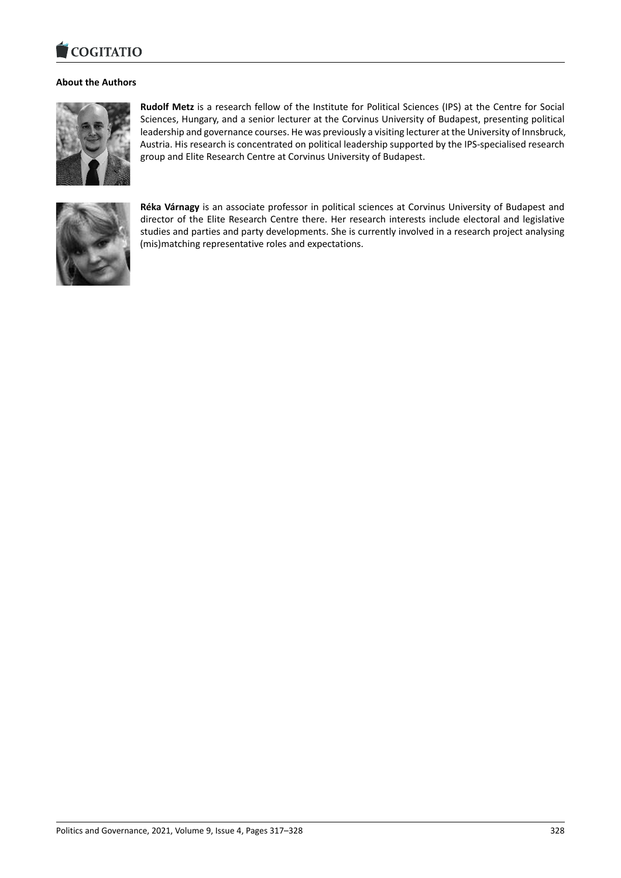**About the Authors**

**Rudolf Metz** is a research fellow of the Institute for Political Sciences (IPS) at the Centre for Social Sciences, Hungary, and a senior lecturer at the Corvinus University of Budapest, presenting political leadership and governance courses. He was previously a visiting lecturer at the University of Innsbruck, Austria. His research is concentrated on political leadership supported by the IPS-specialised research group and Elite Research Centre at Corvinus University of Budapest.

**Réka Várnagy** is an associate professor in political sciences at Corvinus University of Budapest and director of the Elite Research Centre there. Her research interests include electoral and legislative studies and parties and party developments. She is currently involved in a research project analysing (mis)matching representative roles and expectations.